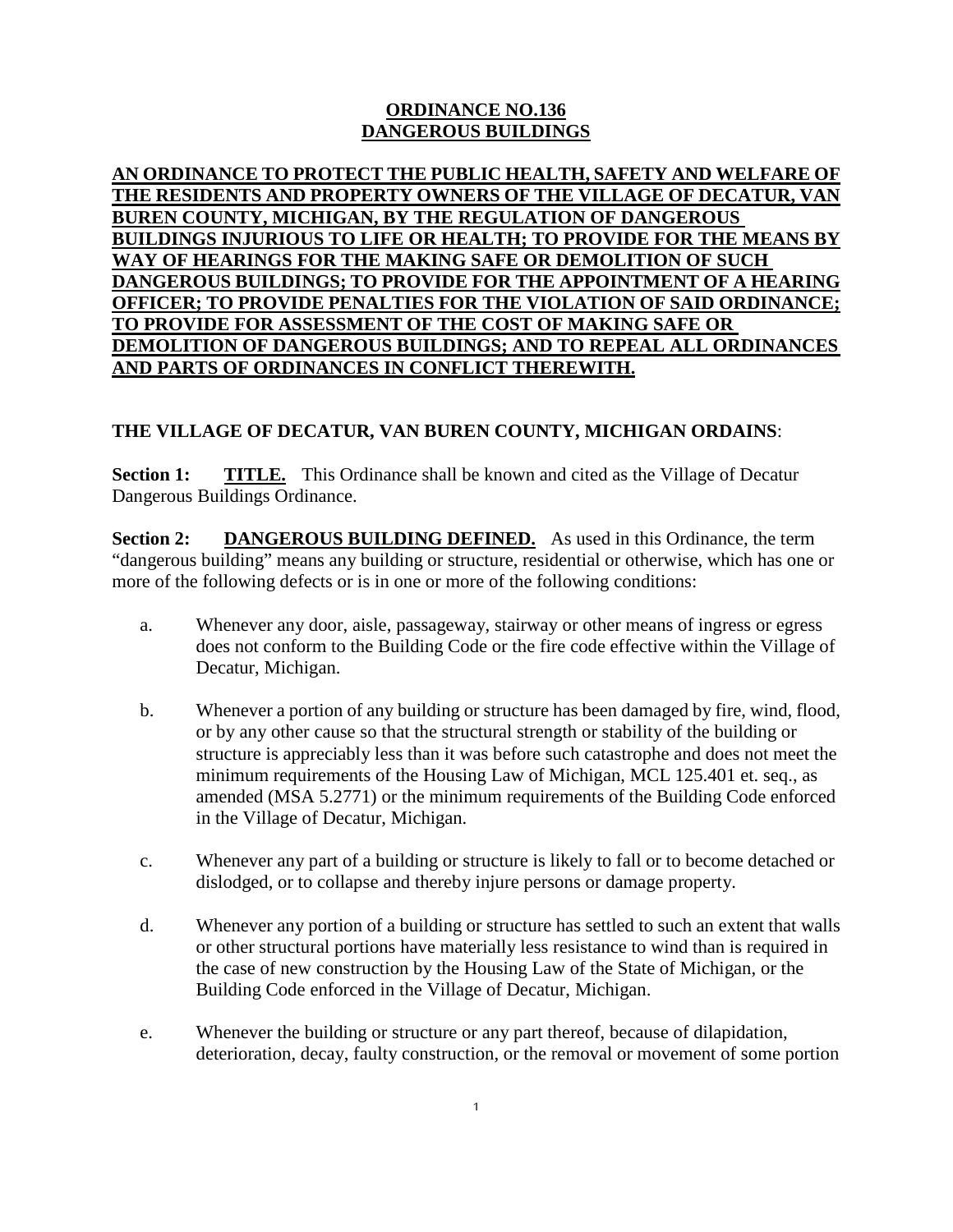# ORDINANCE NO.136
# DANGEROUS BUILDINGS

**AN ORDINANCE TO PROTECT THE PUBLIC HEALTH, SAFETY AND WELFARE OF THE RESIDENTS AND PROPERTY OWNERS OF THE VILLAGE OF DECATUR, VAN BUREN COUNTY, MICHIGAN, BY THE REGULATION OF DANGEROUS BUILDINGS INJURIOUS TO LIFE OR HEALTH; TO PROVIDE FOR THE MEANS BY WAY OF HEARINGS FOR THE MAKING SAFE OR DEMOLITION OF SUCH DANGEROUS BUILDINGS; TO PROVIDE FOR THE APPOINTMENT OF A HEARING OFFICER; TO PROVIDE PENALTIES FOR THE VIOLATION OF SAID ORDINANCE; TO PROVIDE FOR ASSESSMENT OF THE COST OF MAKING SAFE OR DEMOLITION OF DANGEROUS BUILDINGS; AND TO REPEAL ALL ORDINANCES AND PARTS OF ORDINANCES IN CONFLICT THEREWITH.**

**THE VILLAGE OF DECATUR, VAN BUREN COUNTY, MICHIGAN ORDAINS**:

**Section 1: TITLE.** This Ordinance shall be known and cited as the Village of Decatur Dangerous Buildings Ordinance.

**Section 2: DANGEROUS BUILDING DEFINED.** As used in this Ordinance, the term "dangerous building" means any building or structure, residential or otherwise, which has one or more of the following defects or is in one or more of the following conditions:

a. Whenever any door, aisle, passageway, stairway or other means of ingress or egress does not conform to the Building Code or the fire code effective within the Village of Decatur, Michigan.

b. Whenever a portion of any building or structure has been damaged by fire, wind, flood, or by any other cause so that the structural strength or stability of the building or structure is appreciably less than it was before such catastrophe and does not meet the minimum requirements of the Housing Law of Michigan, MCL 125.401 et. seq., as amended (MSA 5.2771) or the minimum requirements of the Building Code enforced in the Village of Decatur, Michigan.

c. Whenever any part of a building or structure is likely to fall or to become detached or dislodged, or to collapse and thereby injure persons or damage property.

d. Whenever any portion of a building or structure has settled to such an extent that walls or other structural portions have materially less resistance to wind than is required in the case of new construction by the Housing Law of the State of Michigan, or the Building Code enforced in the Village of Decatur, Michigan.

e. Whenever the building or structure or any part thereof, because of dilapidation, deterioration, decay, faulty construction, or the removal or movement of some portion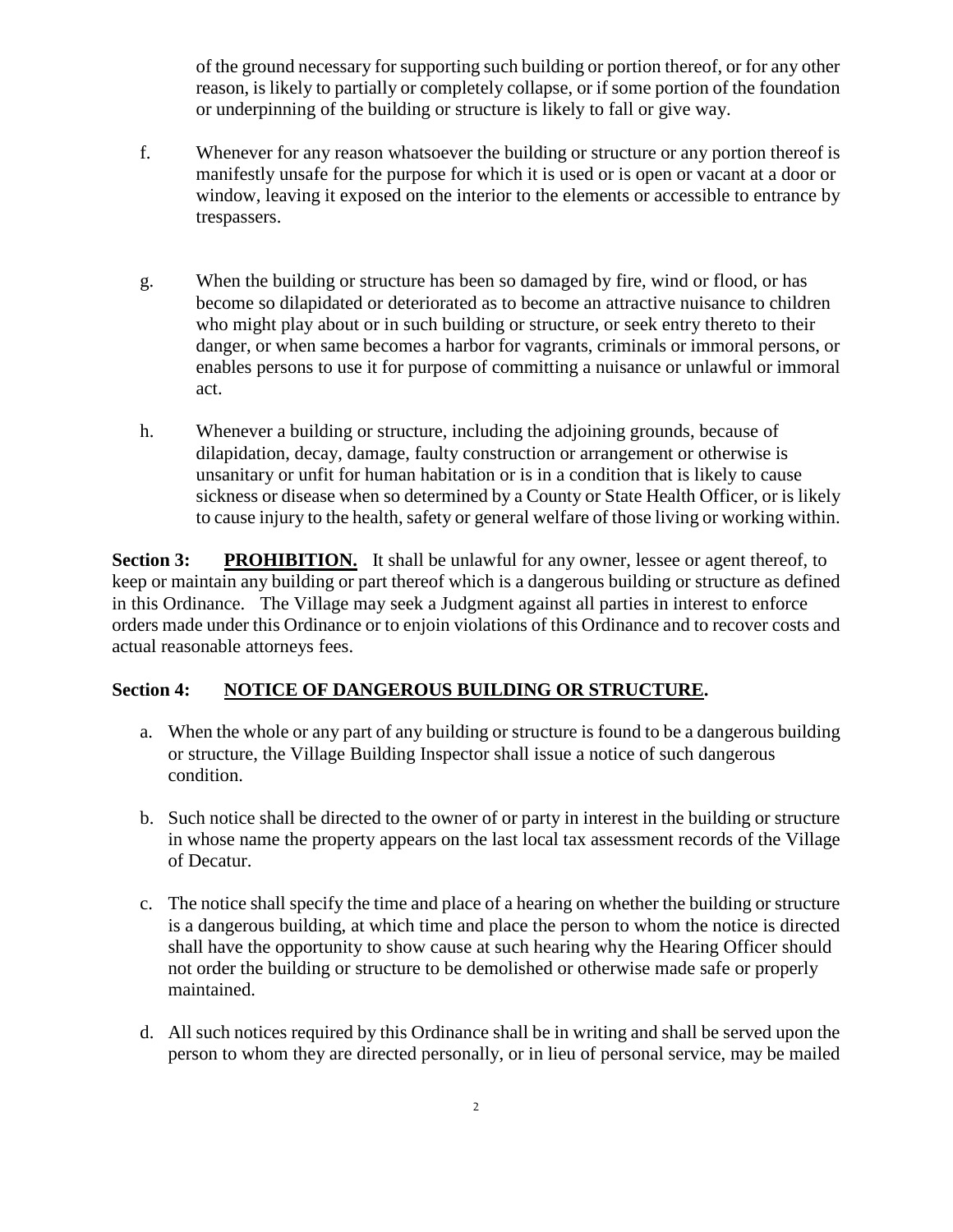of the ground necessary for supporting such building or portion thereof, or for any other reason, is likely to partially or completely collapse, or if some portion of the foundation or underpinning of the building or structure is likely to fall or give way.

f. Whenever for any reason whatsoever the building or structure or any portion thereof is manifestly unsafe for the purpose for which it is used or is open or vacant at a door or window, leaving it exposed on the interior to the elements or accessible to entrance by trespassers.

g. When the building or structure has been so damaged by fire, wind or flood, or has become so dilapidated or deteriorated as to become an attractive nuisance to children who might play about or in such building or structure, or seek entry thereto to their danger, or when same becomes a harbor for vagrants, criminals or immoral persons, or enables persons to use it for purpose of committing a nuisance or unlawful or immoral act.

h. Whenever a building or structure, including the adjoining grounds, because of dilapidation, decay, damage, faulty construction or arrangement or otherwise is unsanitary or unfit for human habitation or is in a condition that is likely to cause sickness or disease when so determined by a County or State Health Officer, or is likely to cause injury to the health, safety or general welfare of those living or working within.

**Section 3:** **<u>PROHIBITION.</u>** It shall be unlawful for any owner, lessee or agent thereof, to keep or maintain any building or part thereof which is a dangerous building or structure as defined in this Ordinance. The Village may seek a Judgment against all parties in interest to enforce orders made under this Ordinance or to enjoin violations of this Ordinance and to recover costs and actual reasonable attorneys fees.

**Section 4:** **<u>NOTICE OF DANGEROUS BUILDING OR STRUCTURE</u>.**

a. When the whole or any part of any building or structure is found to be a dangerous building or structure, the Village Building Inspector shall issue a notice of such dangerous condition.

b. Such notice shall be directed to the owner of or party in interest in the building or structure in whose name the property appears on the last local tax assessment records of the Village of Decatur.

c. The notice shall specify the time and place of a hearing on whether the building or structure is a dangerous building, at which time and place the person to whom the notice is directed shall have the opportunity to show cause at such hearing why the Hearing Officer should not order the building or structure to be demolished or otherwise made safe or properly maintained.

d. All such notices required by this Ordinance shall be in writing and shall be served upon the person to whom they are directed personally, or in lieu of personal service, may be mailed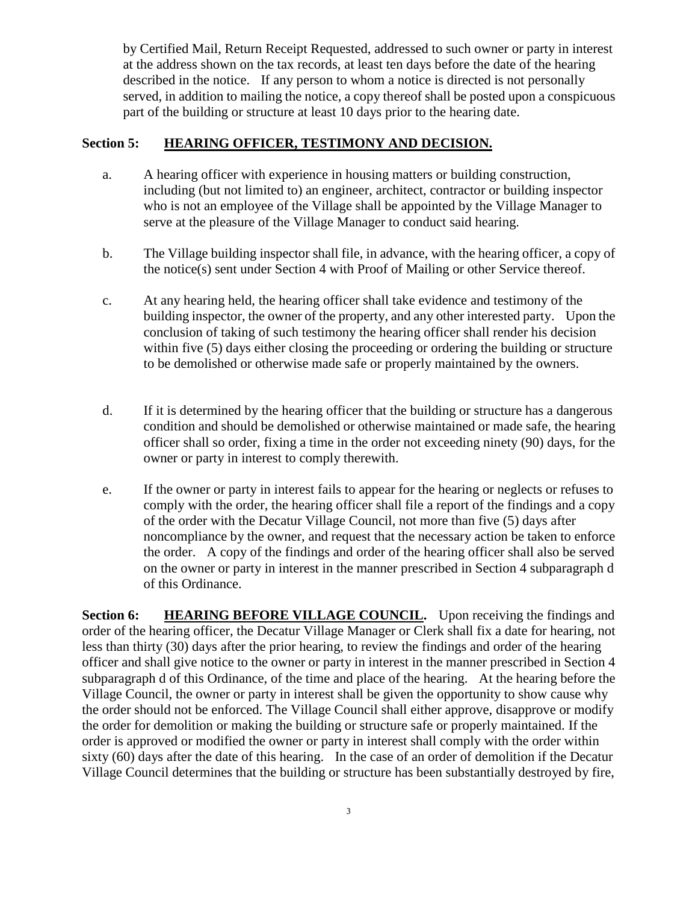by Certified Mail, Return Receipt Requested, addressed to such owner or party in interest at the address shown on the tax records, at least ten days before the date of the hearing described in the notice. If any person to whom a notice is directed is not personally served, in addition to mailing the notice, a copy thereof shall be posted upon a conspicuous part of the building or structure at least 10 days prior to the hearing date.

**Section 5: <u>HEARING OFFICER, TESTIMONY AND DECISION.</u>**

a. A hearing officer with experience in housing matters or building construction, including (but not limited to) an engineer, architect, contractor or building inspector who is not an employee of the Village shall be appointed by the Village Manager to serve at the pleasure of the Village Manager to conduct said hearing.

b. The Village building inspector shall file, in advance, with the hearing officer, a copy of the notice(s) sent under Section 4 with Proof of Mailing or other Service thereof.

c. At any hearing held, the hearing officer shall take evidence and testimony of the building inspector, the owner of the property, and any other interested party. Upon the conclusion of taking of such testimony the hearing officer shall render his decision within five (5) days either closing the proceeding or ordering the building or structure to be demolished or otherwise made safe or properly maintained by the owners.

d. If it is determined by the hearing officer that the building or structure has a dangerous condition and should be demolished or otherwise maintained or made safe, the hearing officer shall so order, fixing a time in the order not exceeding ninety (90) days, for the owner or party in interest to comply therewith.

e. If the owner or party in interest fails to appear for the hearing or neglects or refuses to comply with the order, the hearing officer shall file a report of the findings and a copy of the order with the Decatur Village Council, not more than five (5) days after noncompliance by the owner, and request that the necessary action be taken to enforce the order. A copy of the findings and order of the hearing officer shall also be served on the owner or party in interest in the manner prescribed in Section 4 subparagraph d of this Ordinance.

**Section 6: <u>HEARING BEFORE VILLAGE COUNCIL.</u>** Upon receiving the findings and order of the hearing officer, the Decatur Village Manager or Clerk shall fix a date for hearing, not less than thirty (30) days after the prior hearing, to review the findings and order of the hearing officer and shall give notice to the owner or party in interest in the manner prescribed in Section 4 subparagraph d of this Ordinance, of the time and place of the hearing. At the hearing before the Village Council, the owner or party in interest shall be given the opportunity to show cause why the order should not be enforced. The Village Council shall either approve, disapprove or modify the order for demolition or making the building or structure safe or properly maintained. If the order is approved or modified the owner or party in interest shall comply with the order within sixty (60) days after the date of this hearing. In the case of an order of demolition if the Decatur Village Council determines that the building or structure has been substantially destroyed by fire,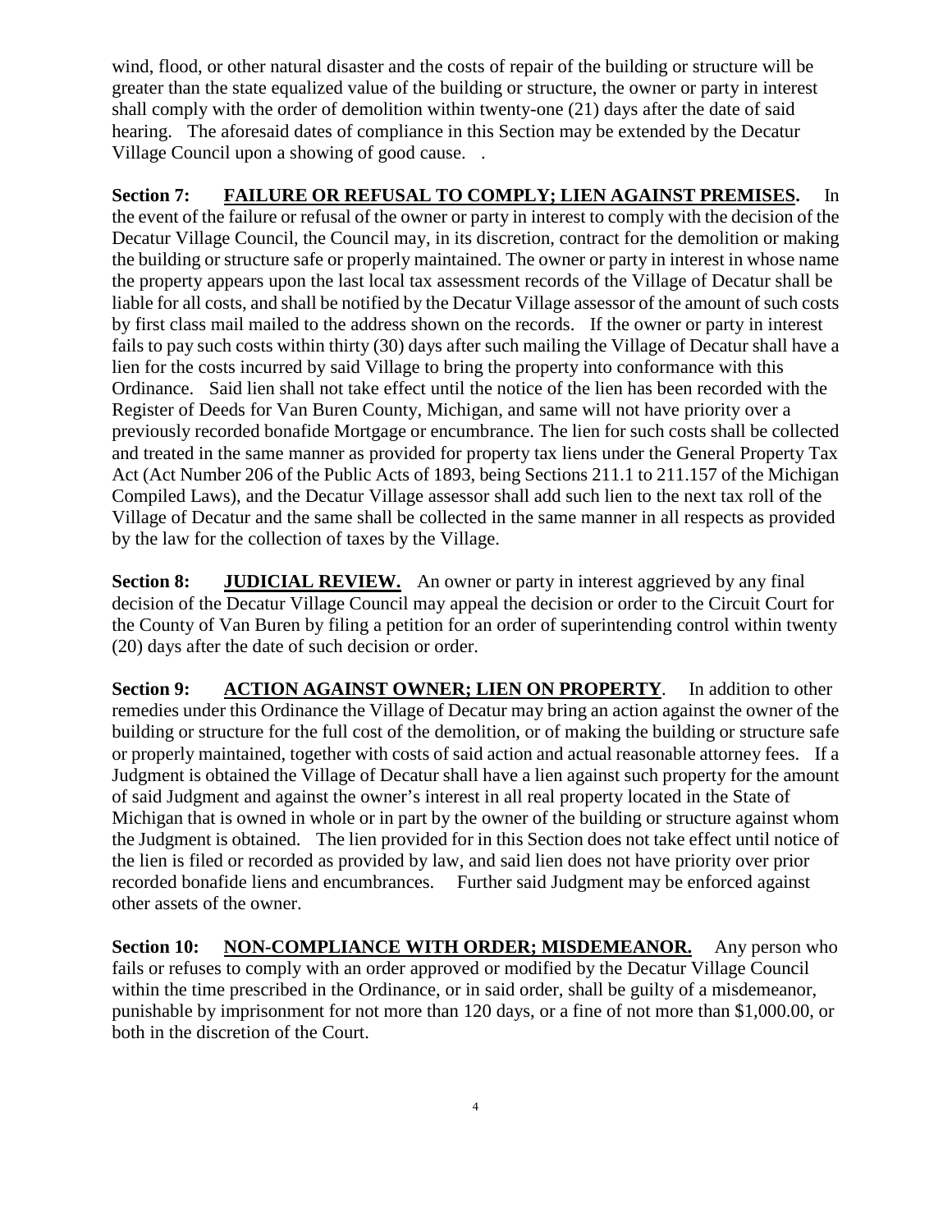wind, flood, or other natural disaster and the costs of repair of the building or structure will be greater than the state equalized value of the building or structure, the owner or party in interest shall comply with the order of demolition within twenty-one (21) days after the date of said hearing. The aforesaid dates of compliance in this Section may be extended by the Decatur Village Council upon a showing of good cause. .

**Section 7: <u>FAILURE OR REFUSAL TO COMPLY; LIEN AGAINST PREMISES</u>.** In the event of the failure or refusal of the owner or party in interest to comply with the decision of the Decatur Village Council, the Council may, in its discretion, contract for the demolition or making the building or structure safe or properly maintained. The owner or party in interest in whose name the property appears upon the last local tax assessment records of the Village of Decatur shall be liable for all costs, and shall be notified by the Decatur Village assessor of the amount of such costs by first class mail mailed to the address shown on the records. If the owner or party in interest fails to pay such costs within thirty (30) days after such mailing the Village of Decatur shall have a lien for the costs incurred by said Village to bring the property into conformance with this Ordinance. Said lien shall not take effect until the notice of the lien has been recorded with the Register of Deeds for Van Buren County, Michigan, and same will not have priority over a previously recorded bonafide Mortgage or encumbrance. The lien for such costs shall be collected and treated in the same manner as provided for property tax liens under the General Property Tax Act (Act Number 206 of the Public Acts of 1893, being Sections 211.1 to 211.157 of the Michigan Compiled Laws), and the Decatur Village assessor shall add such lien to the next tax roll of the Village of Decatur and the same shall be collected in the same manner in all respects as provided by the law for the collection of taxes by the Village.

**Section 8: <u>JUDICIAL REVIEW.</u>** An owner or party in interest aggrieved by any final decision of the Decatur Village Council may appeal the decision or order to the Circuit Court for the County of Van Buren by filing a petition for an order of superintending control within twenty (20) days after the date of such decision or order.

**Section 9: <u>ACTION AGAINST OWNER; LIEN ON PROPERTY</u>.** In addition to other remedies under this Ordinance the Village of Decatur may bring an action against the owner of the building or structure for the full cost of the demolition, or of making the building or structure safe or properly maintained, together with costs of said action and actual reasonable attorney fees. If a Judgment is obtained the Village of Decatur shall have a lien against such property for the amount of said Judgment and against the owner's interest in all real property located in the State of Michigan that is owned in whole or in part by the owner of the building or structure against whom the Judgment is obtained. The lien provided for in this Section does not take effect until notice of the lien is filed or recorded as provided by law, and said lien does not have priority over prior recorded bonafide liens and encumbrances. Further said Judgment may be enforced against other assets of the owner.

**Section 10: <u>NON-COMPLIANCE WITH ORDER; MISDEMEANOR.</u>** Any person who fails or refuses to comply with an order approved or modified by the Decatur Village Council within the time prescribed in the Ordinance, or in said order, shall be guilty of a misdemeanor, punishable by imprisonment for not more than 120 days, or a fine of not more than $1,000.00, or both in the discretion of the Court.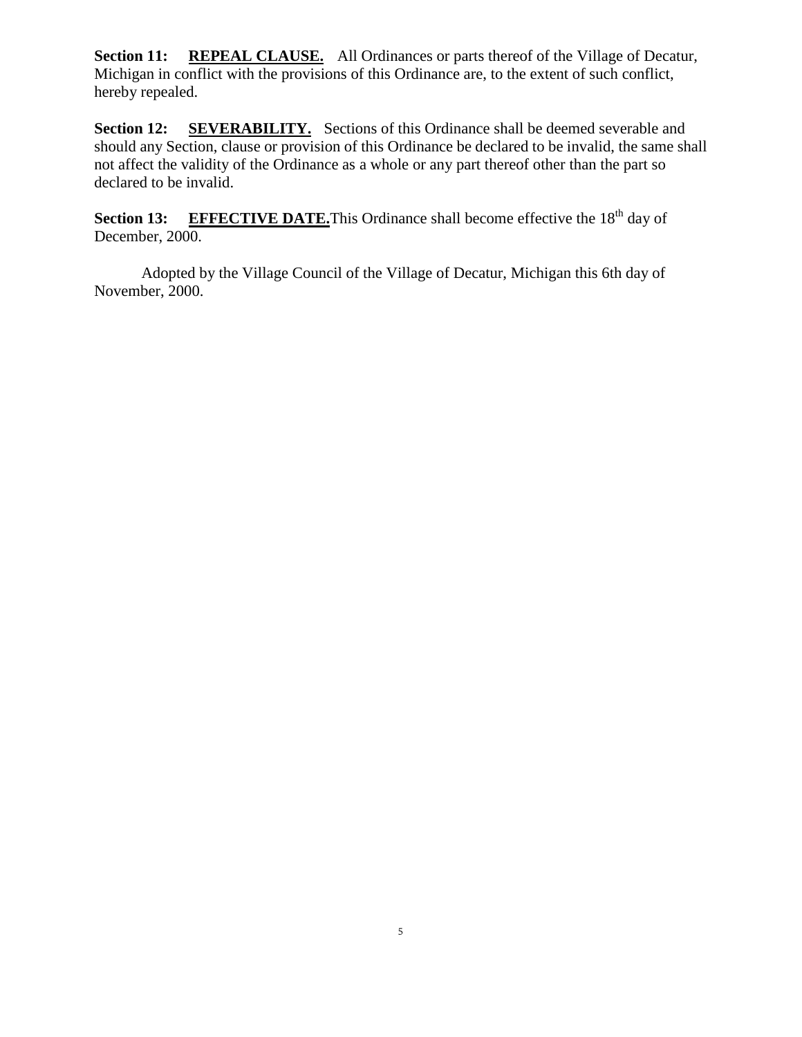**Section 11:** **REPEAL CLAUSE.** All Ordinances or parts thereof of the Village of Decatur, Michigan in conflict with the provisions of this Ordinance are, to the extent of such conflict, hereby repealed.

**Section 12:** **SEVERABILITY.** Sections of this Ordinance shall be deemed severable and should any Section, clause or provision of this Ordinance be declared to be invalid, the same shall not affect the validity of the Ordinance as a whole or any part thereof other than the part so declared to be invalid.

**Section 13:** **EFFECTIVE DATE.** This Ordinance shall become effective the 18th day of December, 2000.

Adopted by the Village Council of the Village of Decatur, Michigan this 6th day of November, 2000.